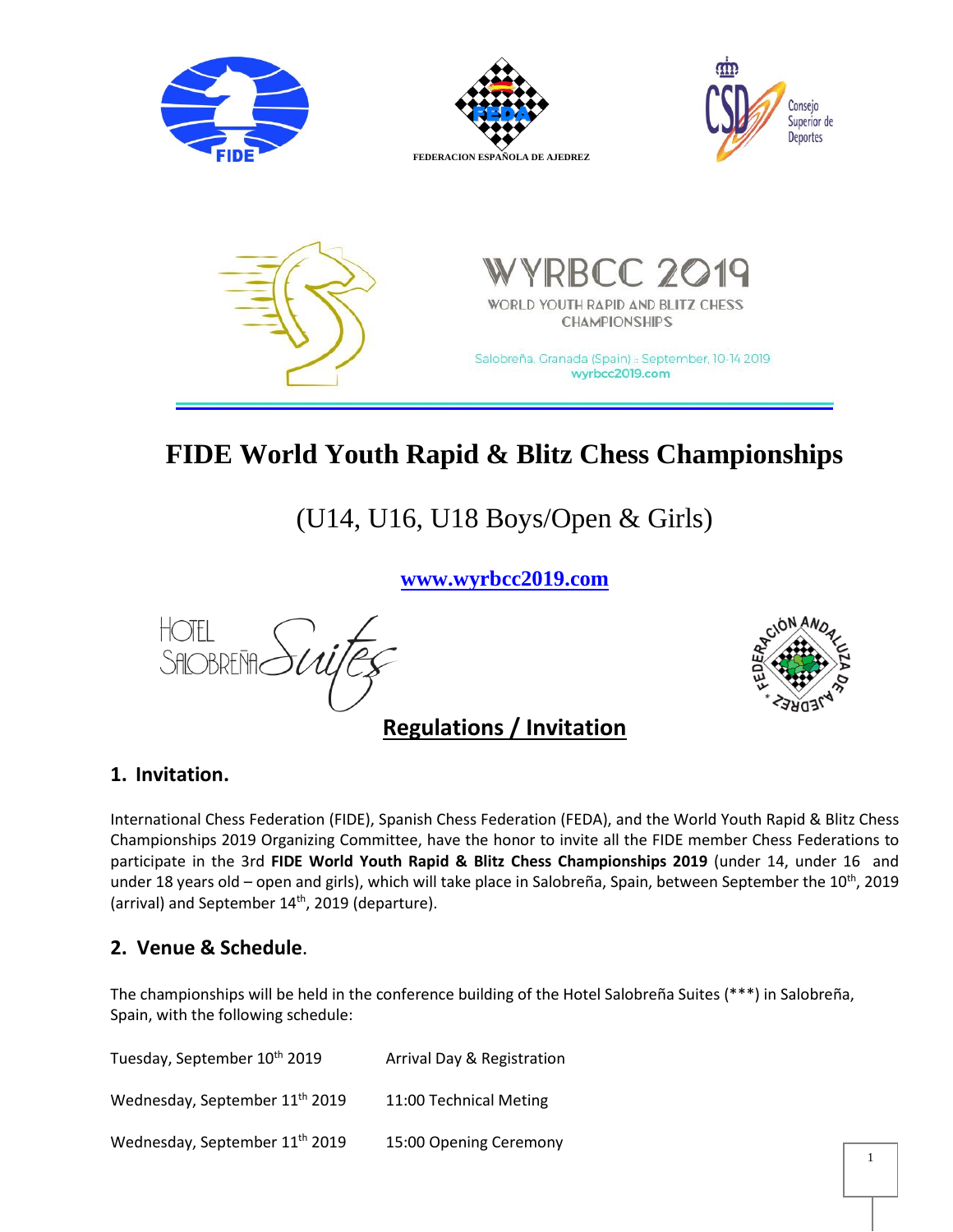FEDERACION ESPAÑOLA DE AJEDREZ

WYRBCC 2019

WORLD YOUTH RAPID AND BLITZ CHESS CHAMPIONSHIPS

Salobreña, Granada (Spain) :: September, 10-14 2019

wyrbcc2019.com

# FIDE World Youth Rapid & Blitz Chess Championships

## (U14, U16, U18 Boys/Open & Girls)

**www.wyrbcc2019.com**

## Regulations / Invitation

### 1. Invitation.

International Chess Federation (FIDE), Spanish Chess Federation (FEDA), and the World Youth Rapid & Blitz Chess Championships 2019 Organizing Committee, have the honor to invite all the FIDE member Chess Federations to participate in the 3rd **FIDE World Youth Rapid & Blitz Chess Championships 2019** (under 14, under 16 and under 18 years old – open and girls), which will take place in Salobreña, Spain, between September the 10th, 2019 (arrival) and September 14th, 2019 (departure).

### 2. Venue & Schedule.

The championships will be held in the conference building of the Hotel Salobreña Suites (***) in Salobreña, Spain, with the following schedule:

| | |
|---|---|
| Tuesday, September 10th 2019 | Arrival Day & Registration |
| Wednesday, September 11th 2019 | 11:00 Technical Meting |
| Wednesday, September 11th 2019 | 15:00 Opening Ceremony |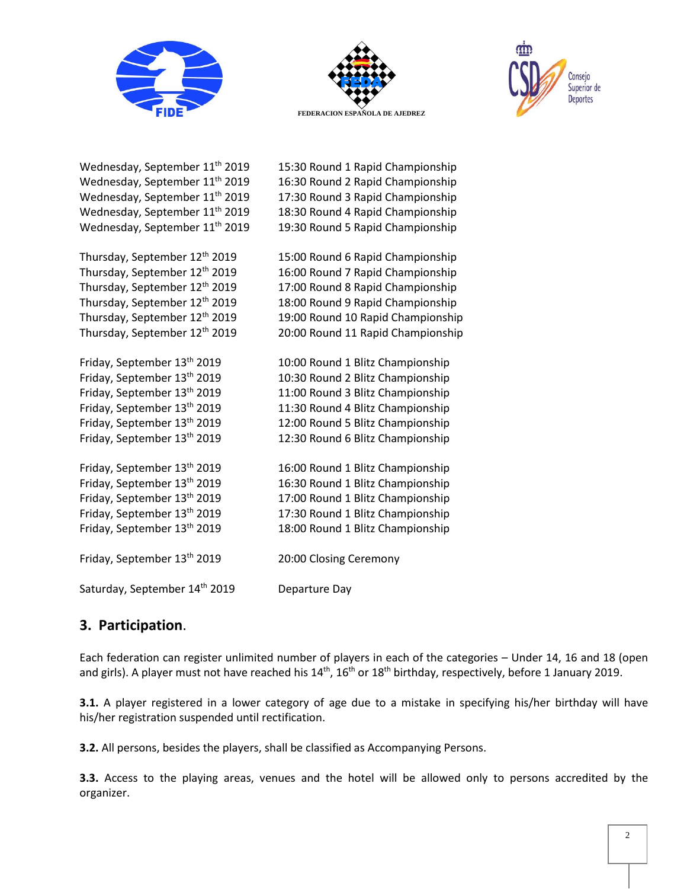FEDERACION ESPAÑOLA DE AJEDREZ

Consejo Superior de Deportes

| | |
|---|---|
| Wednesday, September 11th 2019 | 15:30 Round 1 Rapid Championship |
| Wednesday, September 11th 2019 | 16:30 Round 2 Rapid Championship |
| Wednesday, September 11th 2019 | 17:30 Round 3 Rapid Championship |
| Wednesday, September 11th 2019 | 18:30 Round 4 Rapid Championship |
| Wednesday, September 11th 2019 | 19:30 Round 5 Rapid Championship |
| | |
| Thursday, September 12th 2019 | 15:00 Round 6 Rapid Championship |
| Thursday, September 12th 2019 | 16:00 Round 7 Rapid Championship |
| Thursday, September 12th 2019 | 17:00 Round 8 Rapid Championship |
| Thursday, September 12th 2019 | 18:00 Round 9 Rapid Championship |
| Thursday, September 12th 2019 | 19:00 Round 10 Rapid Championship |
| Thursday, September 12th 2019 | 20:00 Round 11 Rapid Championship |
| | |
| Friday, September 13th 2019 | 10:00 Round 1 Blitz Championship |
| Friday, September 13th 2019 | 10:30 Round 2 Blitz Championship |
| Friday, September 13th 2019 | 11:00 Round 3 Blitz Championship |
| Friday, September 13th 2019 | 11:30 Round 4 Blitz Championship |
| Friday, September 13th 2019 | 12:00 Round 5 Blitz Championship |
| Friday, September 13th 2019 | 12:30 Round 6 Blitz Championship |
| | |
| Friday, September 13th 2019 | 16:00 Round 1 Blitz Championship |
| Friday, September 13th 2019 | 16:30 Round 1 Blitz Championship |
| Friday, September 13th 2019 | 17:00 Round 1 Blitz Championship |
| Friday, September 13th 2019 | 17:30 Round 1 Blitz Championship |
| Friday, September 13th 2019 | 18:00 Round 1 Blitz Championship |
| | |
| Friday, September 13th 2019 | 20:00 Closing Ceremony |
| | |
| Saturday, September 14th 2019 | Departure Day |

## 3. Participation.

Each federation can register unlimited number of players in each of the categories – Under 14, 16 and 18 (open and girls). A player must not have reached his 14th, 16th or 18th birthday, respectively, before 1 January 2019.

**3.1.** A player registered in a lower category of age due to a mistake in specifying his/her birthday will have his/her registration suspended until rectification.

**3.2.** All persons, besides the players, shall be classified as Accompanying Persons.

**3.3.** Access to the playing areas, venues and the hotel will be allowed only to persons accredited by the organizer.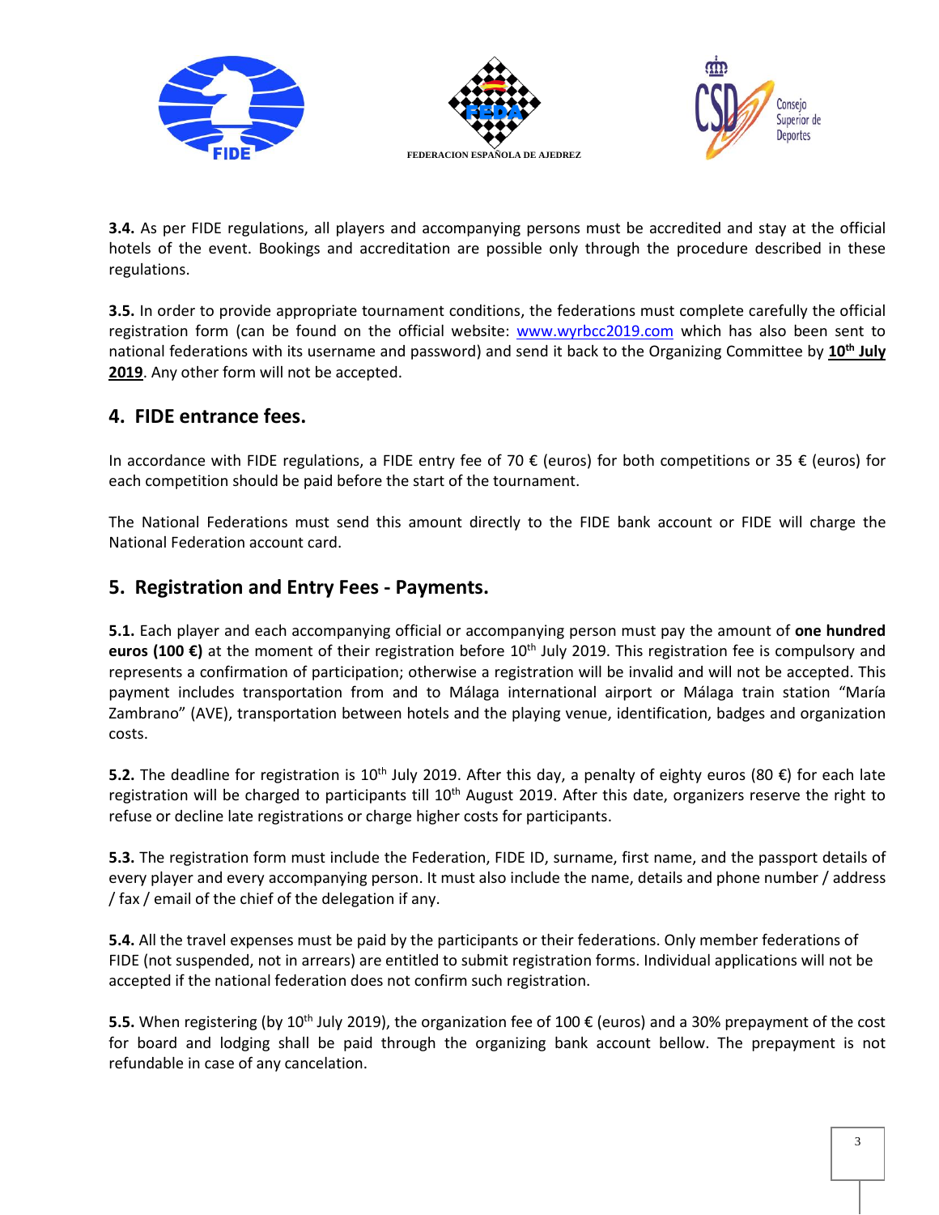**3.4.** As per FIDE regulations, all players and accompanying persons must be accredited and stay at the official hotels of the event. Bookings and accreditation are possible only through the procedure described in these regulations.

**3.5.** In order to provide appropriate tournament conditions, the federations must complete carefully the official registration form (can be found on the official website: www.wyrbcc2019.com which has also been sent to national federations with its username and password) and send it back to the Organizing Committee by **10th July 2019**. Any other form will not be accepted.

## 4. FIDE entrance fees.

In accordance with FIDE regulations, a FIDE entry fee of 70 € (euros) for both competitions or 35 € (euros) for each competition should be paid before the start of the tournament.

The National Federations must send this amount directly to the FIDE bank account or FIDE will charge the National Federation account card.

## 5. Registration and Entry Fees - Payments.

**5.1.** Each player and each accompanying official or accompanying person must pay the amount of **one hundred euros (100 €)** at the moment of their registration before 10th July 2019. This registration fee is compulsory and represents a confirmation of participation; otherwise a registration will be invalid and will not be accepted. This payment includes transportation from and to Málaga international airport or Málaga train station "María Zambrano" (AVE), transportation between hotels and the playing venue, identification, badges and organization costs.

**5.2.** The deadline for registration is 10th July 2019. After this day, a penalty of eighty euros (80 €) for each late registration will be charged to participants till 10th August 2019. After this date, organizers reserve the right to refuse or decline late registrations or charge higher costs for participants.

**5.3.** The registration form must include the Federation, FIDE ID, surname, first name, and the passport details of every player and every accompanying person. It must also include the name, details and phone number / address / fax / email of the chief of the delegation if any.

**5.4.** All the travel expenses must be paid by the participants or their federations. Only member federations of FIDE (not suspended, not in arrears) are entitled to submit registration forms. Individual applications will not be accepted if the national federation does not confirm such registration.

**5.5.** When registering (by 10th July 2019), the organization fee of 100 € (euros) and a 30% prepayment of the cost for board and lodging shall be paid through the organizing bank account bellow. The prepayment is not refundable in case of any cancelation.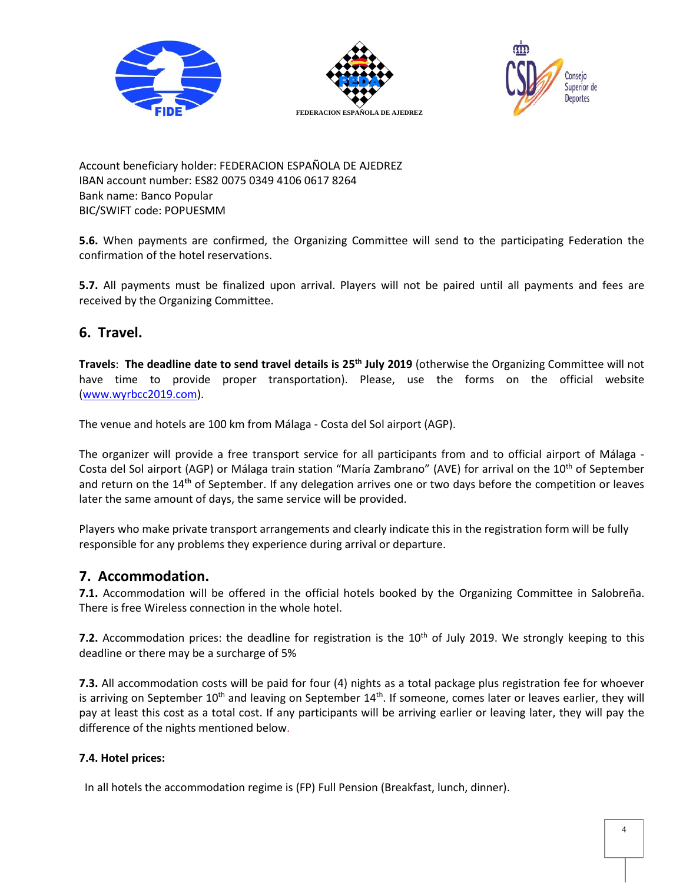Account beneficiary holder: FEDERACION ESPAÑOLA DE AJEDREZ
IBAN account number: ES82 0075 0349 4106 0617 8264
Bank name: Banco Popular
BIC/SWIFT code: POPUESMM

**5.6.** When payments are confirmed, the Organizing Committee will send to the participating Federation the confirmation of the hotel reservations.

**5.7.** All payments must be finalized upon arrival. Players will not be paired until all payments and fees are received by the Organizing Committee.

## 6. Travel.

**Travels**: **The deadline date to send travel details is 25th July 2019** (otherwise the Organizing Committee will not have time to provide proper transportation). Please, use the forms on the official website (www.wyrbcc2019.com).

The venue and hotels are 100 km from Málaga - Costa del Sol airport (AGP).

The organizer will provide a free transport service for all participants from and to official airport of Málaga - Costa del Sol airport (AGP) or Málaga train station "María Zambrano" (AVE) for arrival on the 10th of September and return on the 14th of September. If any delegation arrives one or two days before the competition or leaves later the same amount of days, the same service will be provided.

Players who make private transport arrangements and clearly indicate this in the registration form will be fully responsible for any problems they experience during arrival or departure.

## 7. Accommodation.

**7.1.** Accommodation will be offered in the official hotels booked by the Organizing Committee in Salobreña. There is free Wireless connection in the whole hotel.

**7.2.** Accommodation prices: the deadline for registration is the 10th of July 2019. We strongly keeping to this deadline or there may be a surcharge of 5%

**7.3.** All accommodation costs will be paid for four (4) nights as a total package plus registration fee for whoever is arriving on September 10th and leaving on September 14th. If someone, comes later or leaves earlier, they will pay at least this cost as a total cost. If any participants will be arriving earlier or leaving later, they will pay the difference of the nights mentioned below.

**7.4. Hotel prices:**

In all hotels the accommodation regime is (FP) Full Pension (Breakfast, lunch, dinner).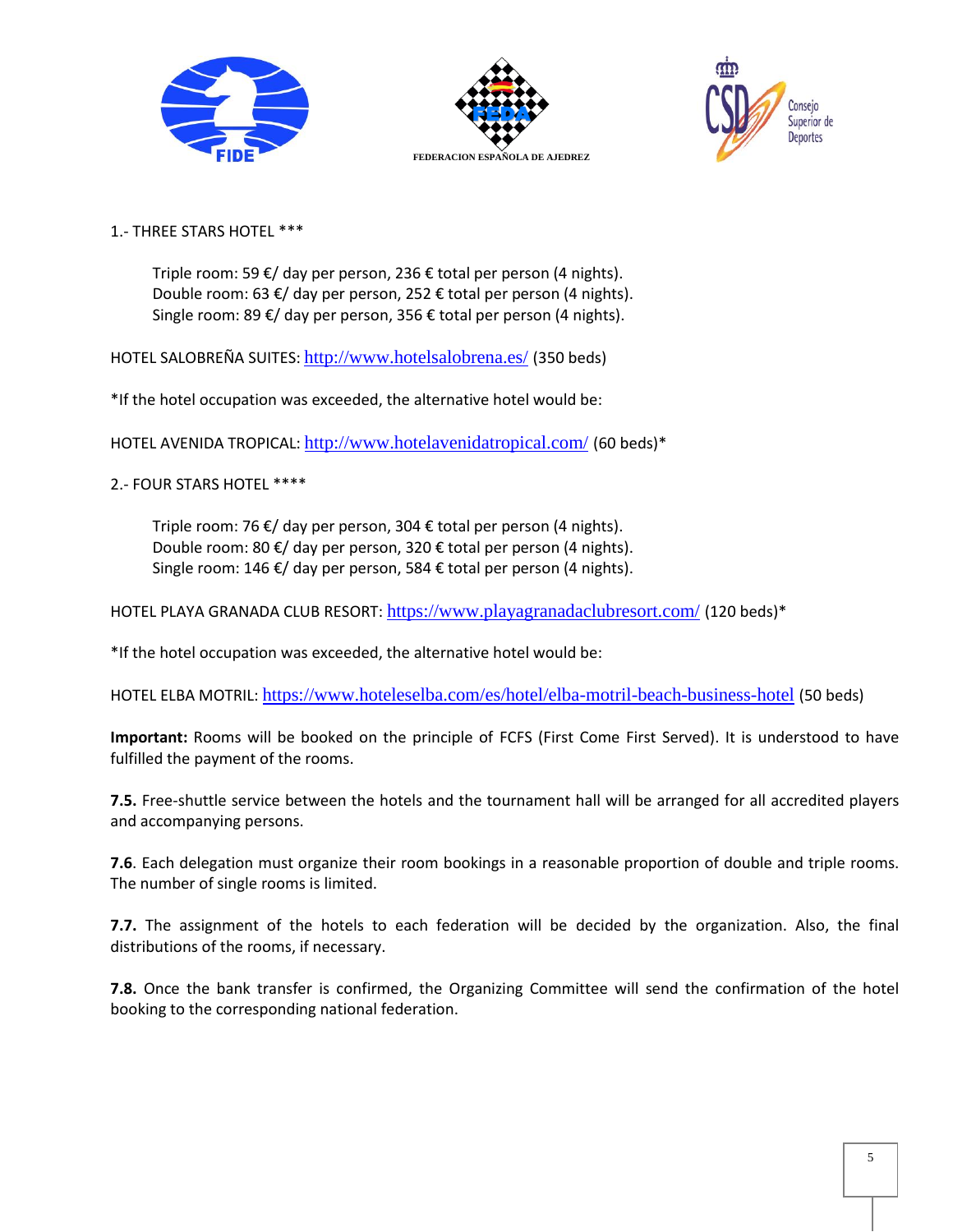1.- THREE STARS HOTEL ***

Triple room: 59 €/ day per person, 236 € total per person (4 nights).
Double room: 63 €/ day per person, 252 € total per person (4 nights).
Single room: 89 €/ day per person, 356 € total per person (4 nights).

HOTEL SALOBREÑA SUITES: http://www.hotelsalobrena.es/ (350 beds)

*If the hotel occupation was exceeded, the alternative hotel would be:

HOTEL AVENIDA TROPICAL: http://www.hotelavenidatropical.com/ (60 beds)*

2.- FOUR STARS HOTEL ****

Triple room: 76 €/ day per person, 304 € total per person (4 nights).
Double room: 80 €/ day per person, 320 € total per person (4 nights).
Single room: 146 €/ day per person, 584 € total per person (4 nights).

HOTEL PLAYA GRANADA CLUB RESORT: https://www.playagranadaclubresort.com/ (120 beds)*

*If the hotel occupation was exceeded, the alternative hotel would be:

HOTEL ELBA MOTRIL: https://www.hoteleselba.com/es/hotel/elba-motril-beach-business-hotel (50 beds)

**Important:** Rooms will be booked on the principle of FCFS (First Come First Served). It is understood to have fulfilled the payment of the rooms.

**7.5.** Free-shuttle service between the hotels and the tournament hall will be arranged for all accredited players and accompanying persons.

**7.6**. Each delegation must organize their room bookings in a reasonable proportion of double and triple rooms. The number of single rooms is limited.

**7.7.** The assignment of the hotels to each federation will be decided by the organization. Also, the final distributions of the rooms, if necessary.

**7.8.** Once the bank transfer is confirmed, the Organizing Committee will send the confirmation of the hotel booking to the corresponding national federation.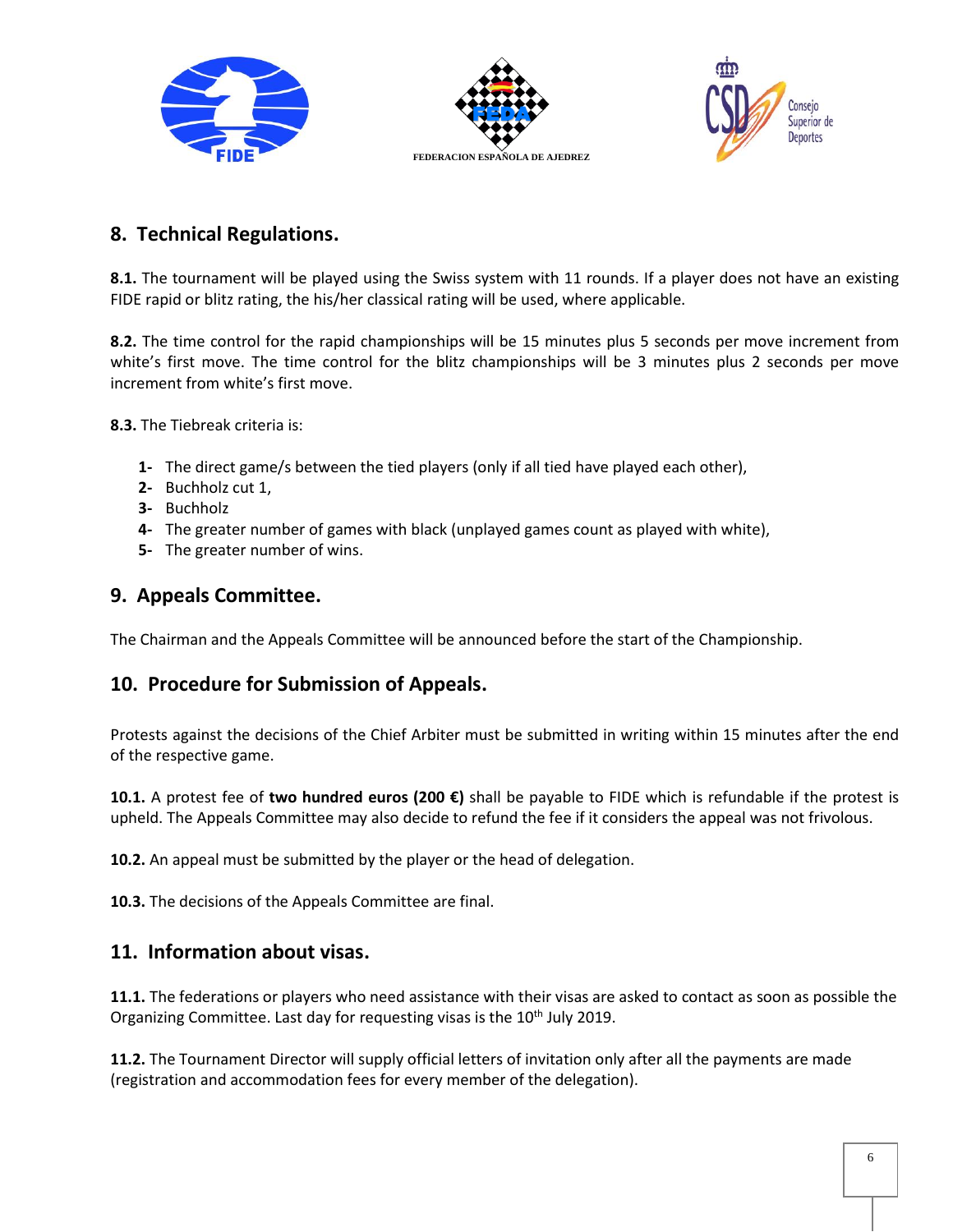## 8. Technical Regulations.

**8.1.** The tournament will be played using the Swiss system with 11 rounds. If a player does not have an existing FIDE rapid or blitz rating, the his/her classical rating will be used, where applicable.

**8.2.** The time control for the rapid championships will be 15 minutes plus 5 seconds per move increment from white's first move. The time control for the blitz championships will be 3 minutes plus 2 seconds per move increment from white's first move.

**8.3.** The Tiebreak criteria is:

1- The direct game/s between the tied players (only if all tied have played each other),
2- Buchholz cut 1,
3- Buchholz
4- The greater number of games with black (unplayed games count as played with white),
5- The greater number of wins.

## 9. Appeals Committee.

The Chairman and the Appeals Committee will be announced before the start of the Championship.

## 10. Procedure for Submission of Appeals.

Protests against the decisions of the Chief Arbiter must be submitted in writing within 15 minutes after the end of the respective game.

**10.1.** A protest fee of **two hundred euros (200 €)** shall be payable to FIDE which is refundable if the protest is upheld. The Appeals Committee may also decide to refund the fee if it considers the appeal was not frivolous.

**10.2.** An appeal must be submitted by the player or the head of delegation.

**10.3.** The decisions of the Appeals Committee are final.

## 11. Information about visas.

**11.1.** The federations or players who need assistance with their visas are asked to contact as soon as possible the Organizing Committee. Last day for requesting visas is the 10th July 2019.

**11.2.** The Tournament Director will supply official letters of invitation only after all the payments are made (registration and accommodation fees for every member of the delegation).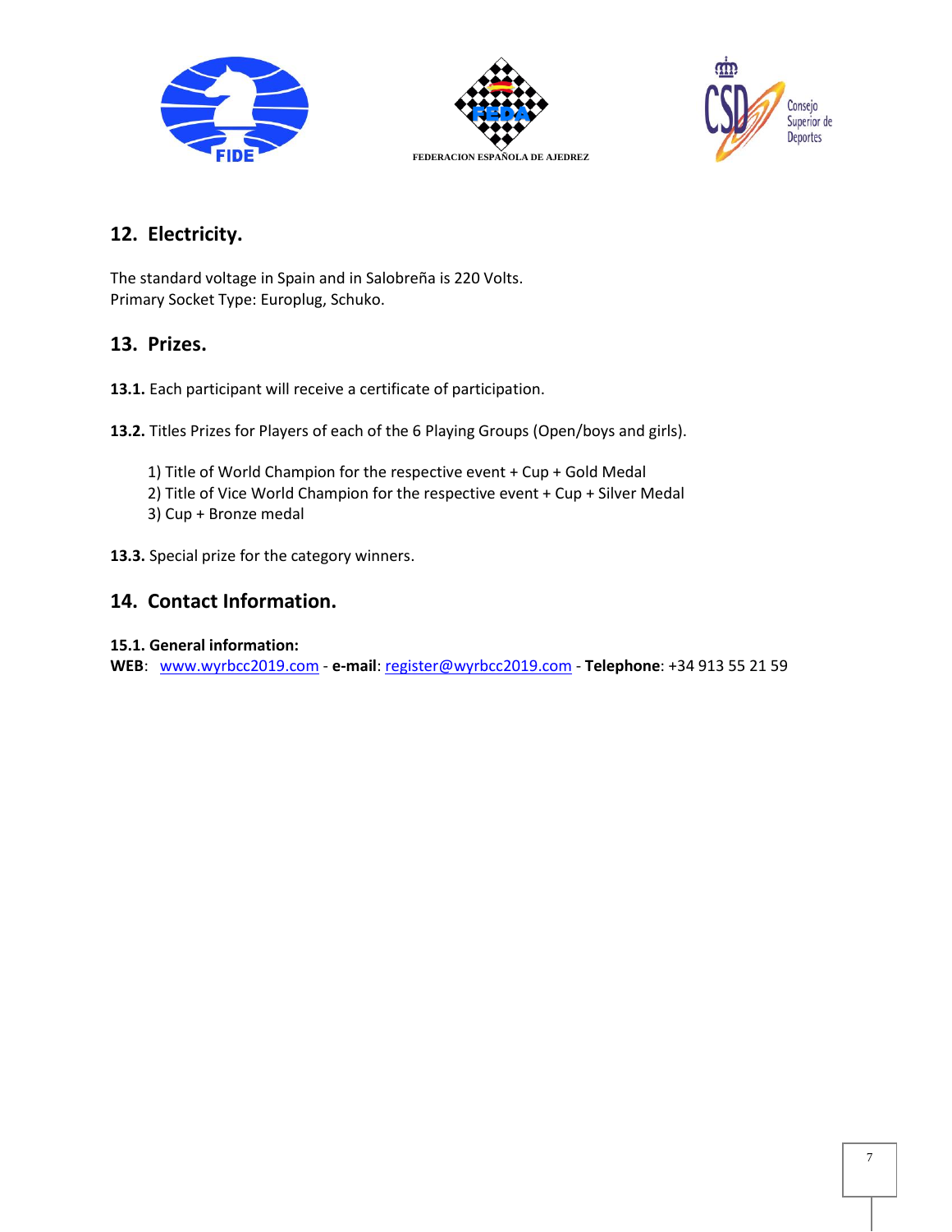## 12. Electricity.

The standard voltage in Spain and in Salobreña is 220 Volts.
Primary Socket Type: Europlug, Schuko.

## 13. Prizes.

**13.1.** Each participant will receive a certificate of participation.

**13.2.** Titles Prizes for Players of each of the 6 Playing Groups (Open/boys and girls).

1) Title of World Champion for the respective event + Cup + Gold Medal
2) Title of Vice World Champion for the respective event + Cup + Silver Medal
3) Cup + Bronze medal

**13.3.** Special prize for the category winners.

## 14. Contact Information.

**15.1. General information:**
**WEB**: www.wyrbcc2019.com - **e-mail**: register@wyrbcc2019.com - **Telephone**: +34 913 55 21 59